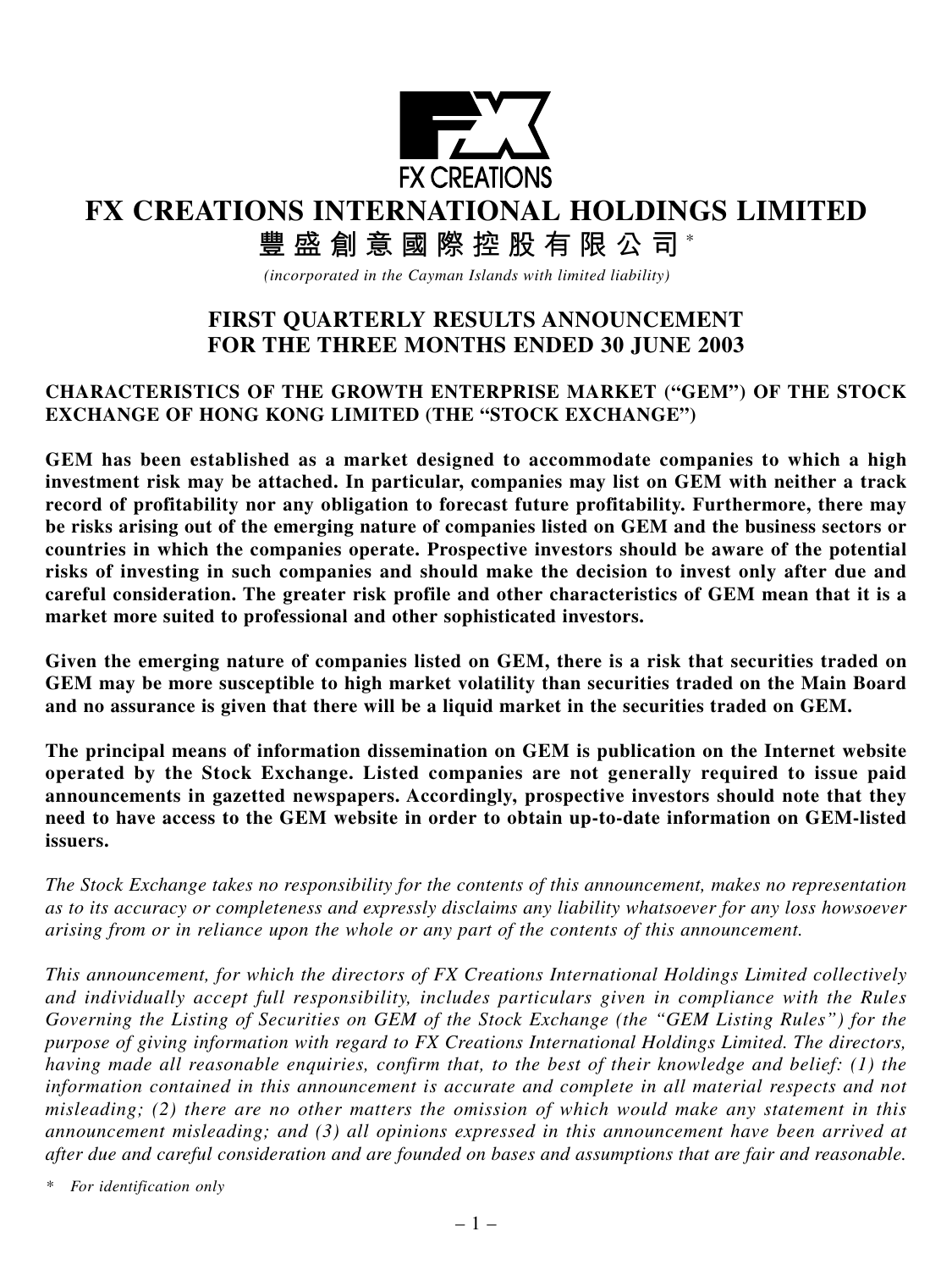FX CREATIONS

# FX CREATIONS INTERNATIONAL HOLDINGS LIMITED

# 豐盛創意國際控股有限公司*

*(incorporated in the Cayman Islands with limited liability)*

## FIRST QUARTERLY RESULTS ANNOUNCEMENT FOR THE THREE MONTHS ENDED 30 JUNE 2003

### CHARACTERISTICS OF THE GROWTH ENTERPRISE MARKET ("GEM") OF THE STOCK EXCHANGE OF HONG KONG LIMITED (THE "STOCK EXCHANGE")

**GEM has been established as a market designed to accommodate companies to which a high investment risk may be attached. In particular, companies may list on GEM with neither a track record of profitability nor any obligation to forecast future profitability. Furthermore, there may be risks arising out of the emerging nature of companies listed on GEM and the business sectors or countries in which the companies operate. Prospective investors should be aware of the potential risks of investing in such companies and should make the decision to invest only after due and careful consideration. The greater risk profile and other characteristics of GEM mean that it is a market more suited to professional and other sophisticated investors.**

**Given the emerging nature of companies listed on GEM, there is a risk that securities traded on GEM may be more susceptible to high market volatility than securities traded on the Main Board and no assurance is given that there will be a liquid market in the securities traded on GEM.**

**The principal means of information dissemination on GEM is publication on the Internet website operated by the Stock Exchange. Listed companies are not generally required to issue paid announcements in gazetted newspapers. Accordingly, prospective investors should note that they need to have access to the GEM website in order to obtain up-to-date information on GEM-listed issuers.**

*The Stock Exchange takes no responsibility for the contents of this announcement, makes no representation as to its accuracy or completeness and expressly disclaims any liability whatsoever for any loss howsoever arising from or in reliance upon the whole or any part of the contents of this announcement.*

*This announcement, for which the directors of FX Creations International Holdings Limited collectively and individually accept full responsibility, includes particulars given in compliance with the Rules Governing the Listing of Securities on GEM of the Stock Exchange (the "GEM Listing Rules") for the purpose of giving information with regard to FX Creations International Holdings Limited. The directors, having made all reasonable enquiries, confirm that, to the best of their knowledge and belief: (1) the information contained in this announcement is accurate and complete in all material respects and not misleading; (2) there are no other matters the omission of which would make any statement in this announcement misleading; and (3) all opinions expressed in this announcement have been arrived at after due and careful consideration and are founded on bases and assumptions that are fair and reasonable.*

\* *For identification only*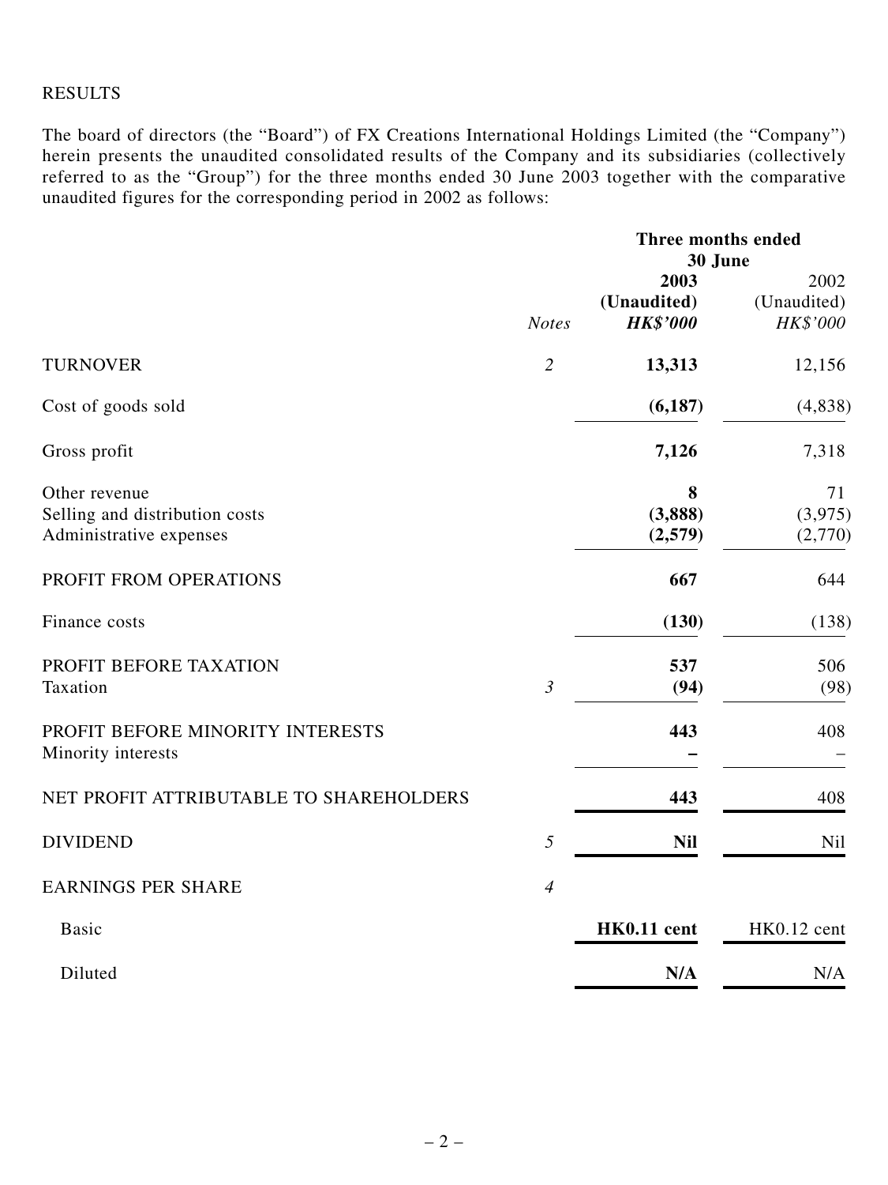RESULTS

The board of directors (the "Board") of FX Creations International Holdings Limited (the "Company") herein presents the unaudited consolidated results of the Company and its subsidiaries (collectively referred to as the "Group") for the three months ended 30 June 2003 together with the comparative unaudited figures for the corresponding period in 2002 as follows:

| | | **Three months ended 30 June** | |
|---|---|---|---|
| | | **2003** | 2002 |
| | | **(Unaudited)** | (Unaudited) |
| | *Notes* | ***HK$'000*** | *HK$'000* |
| TURNOVER | *2* | **13,313** | 12,156 |
| Cost of goods sold | | **(6,187)** | (4,838) |
| Gross profit | | **7,126** | 7,318 |
| Other revenue | | **8** | 71 |
| Selling and distribution costs | | **(3,888)** | (3,975) |
| Administrative expenses | | **(2,579)** | (2,770) |
| PROFIT FROM OPERATIONS | | **667** | 644 |
| Finance costs | | **(130)** | (138) |
| PROFIT BEFORE TAXATION | | **537** | 506 |
| Taxation | *3* | **(94)** | (98) |
| PROFIT BEFORE MINORITY INTERESTS | | **443** | 408 |
| Minority interests | | **–** | – |
| NET PROFIT ATTRIBUTABLE TO SHAREHOLDERS | | **443** | 408 |
| DIVIDEND | *5* | **Nil** | Nil |
| EARNINGS PER SHARE | *4* | | |
| Basic | | **HK0.11 cent** | HK0.12 cent |
| Diluted | | **N/A** | N/A |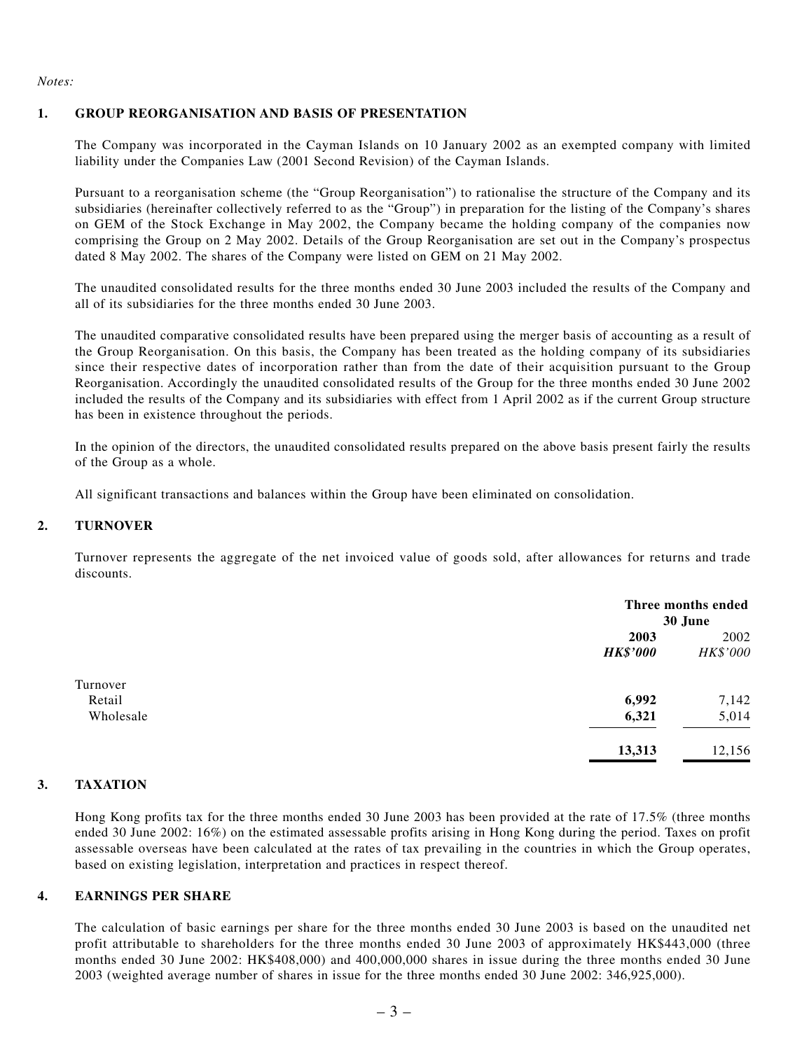*Notes:*

## 1. GROUP REORGANISATION AND BASIS OF PRESENTATION

The Company was incorporated in the Cayman Islands on 10 January 2002 as an exempted company with limited liability under the Companies Law (2001 Second Revision) of the Cayman Islands.

Pursuant to a reorganisation scheme (the "Group Reorganisation") to rationalise the structure of the Company and its subsidiaries (hereinafter collectively referred to as the "Group") in preparation for the listing of the Company's shares on GEM of the Stock Exchange in May 2002, the Company became the holding company of the companies now comprising the Group on 2 May 2002. Details of the Group Reorganisation are set out in the Company's prospectus dated 8 May 2002. The shares of the Company were listed on GEM on 21 May 2002.

The unaudited consolidated results for the three months ended 30 June 2003 included the results of the Company and all of its subsidiaries for the three months ended 30 June 2003.

The unaudited comparative consolidated results have been prepared using the merger basis of accounting as a result of the Group Reorganisation. On this basis, the Company has been treated as the holding company of its subsidiaries since their respective dates of incorporation rather than from the date of their acquisition pursuant to the Group Reorganisation. Accordingly the unaudited consolidated results of the Group for the three months ended 30 June 2002 included the results of the Company and its subsidiaries with effect from 1 April 2002 as if the current Group structure has been in existence throughout the periods.

In the opinion of the directors, the unaudited consolidated results prepared on the above basis present fairly the results of the Group as a whole.

All significant transactions and balances within the Group have been eliminated on consolidation.

## 2. TURNOVER

Turnover represents the aggregate of the net invoiced value of goods sold, after allowances for returns and trade discounts.

| | Three months ended 30 June | |
|---|---|---|
| | **2003** | 2002 |
| | ***HK$'000*** | *HK$'000* |
| Turnover | | |
| Retail | **6,992** | 7,142 |
| Wholesale | **6,321** | 5,014 |
| | **13,313** | 12,156 |

## 3. TAXATION

Hong Kong profits tax for the three months ended 30 June 2003 has been provided at the rate of 17.5% (three months ended 30 June 2002: 16%) on the estimated assessable profits arising in Hong Kong during the period. Taxes on profit assessable overseas have been calculated at the rates of tax prevailing in the countries in which the Group operates, based on existing legislation, interpretation and practices in respect thereof.

## 4. EARNINGS PER SHARE

The calculation of basic earnings per share for the three months ended 30 June 2003 is based on the unaudited net profit attributable to shareholders for the three months ended 30 June 2003 of approximately HK$443,000 (three months ended 30 June 2002: HK$408,000) and 400,000,000 shares in issue during the three months ended 30 June 2003 (weighted average number of shares in issue for the three months ended 30 June 2002: 346,925,000).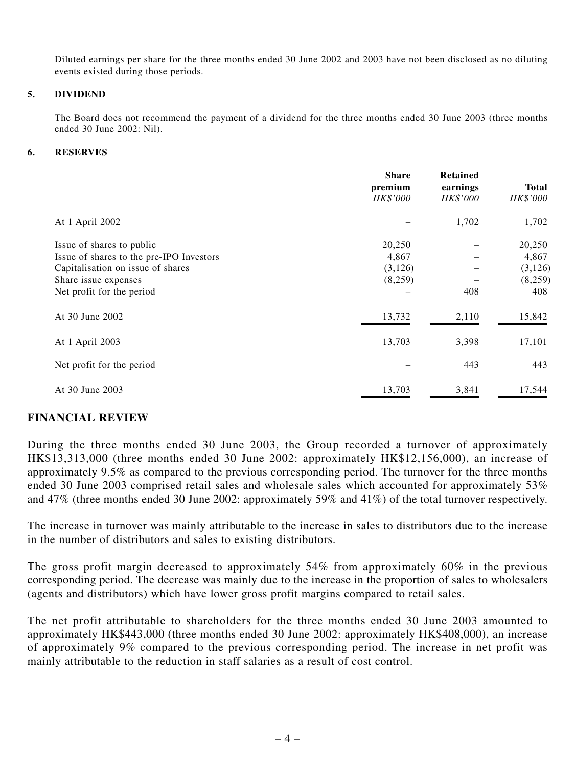Diluted earnings per share for the three months ended 30 June 2002 and 2003 have not been disclosed as no diluting events existed during those periods.

### 5. DIVIDEND

The Board does not recommend the payment of a dividend for the three months ended 30 June 2003 (three months ended 30 June 2002: Nil).

### 6. RESERVES

| | Share premium *HK$'000* | Retained earnings *HK$'000* | Total *HK$'000* |
|---|---|---|---|
| At 1 April 2002 | – | 1,702 | 1,702 |
| Issue of shares to public | 20,250 | – | 20,250 |
| Issue of shares to the pre-IPO Investors | 4,867 | – | 4,867 |
| Capitalisation on issue of shares | (3,126) | – | (3,126) |
| Share issue expenses | (8,259) | – | (8,259) |
| Net profit for the period | – | 408 | 408 |
| At 30 June 2002 | 13,732 | 2,110 | 15,842 |
| At 1 April 2003 | 13,703 | 3,398 | 17,101 |
| Net profit for the period | – | 443 | 443 |
| At 30 June 2003 | 13,703 | 3,841 | 17,544 |

## FINANCIAL REVIEW

During the three months ended 30 June 2003, the Group recorded a turnover of approximately HK$13,313,000 (three months ended 30 June 2002: approximately HK$12,156,000), an increase of approximately 9.5% as compared to the previous corresponding period. The turnover for the three months ended 30 June 2003 comprised retail sales and wholesale sales which accounted for approximately 53% and 47% (three months ended 30 June 2002: approximately 59% and 41%) of the total turnover respectively.

The increase in turnover was mainly attributable to the increase in sales to distributors due to the increase in the number of distributors and sales to existing distributors.

The gross profit margin decreased to approximately 54% from approximately 60% in the previous corresponding period. The decrease was mainly due to the increase in the proportion of sales to wholesalers (agents and distributors) which have lower gross profit margins compared to retail sales.

The net profit attributable to shareholders for the three months ended 30 June 2003 amounted to approximately HK$443,000 (three months ended 30 June 2002: approximately HK$408,000), an increase of approximately 9% compared to the previous corresponding period. The increase in net profit was mainly attributable to the reduction in staff salaries as a result of cost control.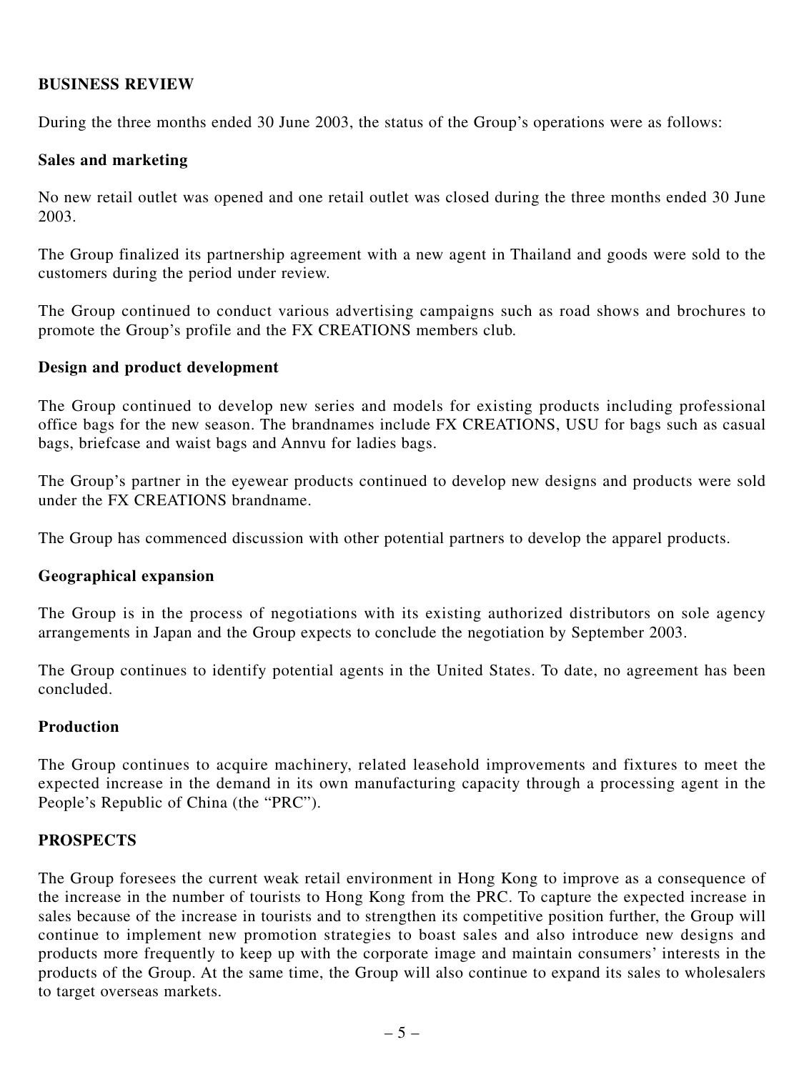## BUSINESS REVIEW

During the three months ended 30 June 2003, the status of the Group's operations were as follows:

### Sales and marketing

No new retail outlet was opened and one retail outlet was closed during the three months ended 30 June 2003.

The Group finalized its partnership agreement with a new agent in Thailand and goods were sold to the customers during the period under review.

The Group continued to conduct various advertising campaigns such as road shows and brochures to promote the Group's profile and the FX CREATIONS members club.

### Design and product development

The Group continued to develop new series and models for existing products including professional office bags for the new season. The brandnames include FX CREATIONS, USU for bags such as casual bags, briefcase and waist bags and Annvu for ladies bags.

The Group's partner in the eyewear products continued to develop new designs and products were sold under the FX CREATIONS brandname.

The Group has commenced discussion with other potential partners to develop the apparel products.

### Geographical expansion

The Group is in the process of negotiations with its existing authorized distributors on sole agency arrangements in Japan and the Group expects to conclude the negotiation by September 2003.

The Group continues to identify potential agents in the United States. To date, no agreement has been concluded.

### Production

The Group continues to acquire machinery, related leasehold improvements and fixtures to meet the expected increase in the demand in its own manufacturing capacity through a processing agent in the People's Republic of China (the "PRC").

## PROSPECTS

The Group foresees the current weak retail environment in Hong Kong to improve as a consequence of the increase in the number of tourists to Hong Kong from the PRC. To capture the expected increase in sales because of the increase in tourists and to strengthen its competitive position further, the Group will continue to implement new promotion strategies to boast sales and also introduce new designs and products more frequently to keep up with the corporate image and maintain consumers' interests in the products of the Group. At the same time, the Group will also continue to expand its sales to wholesalers to target overseas markets.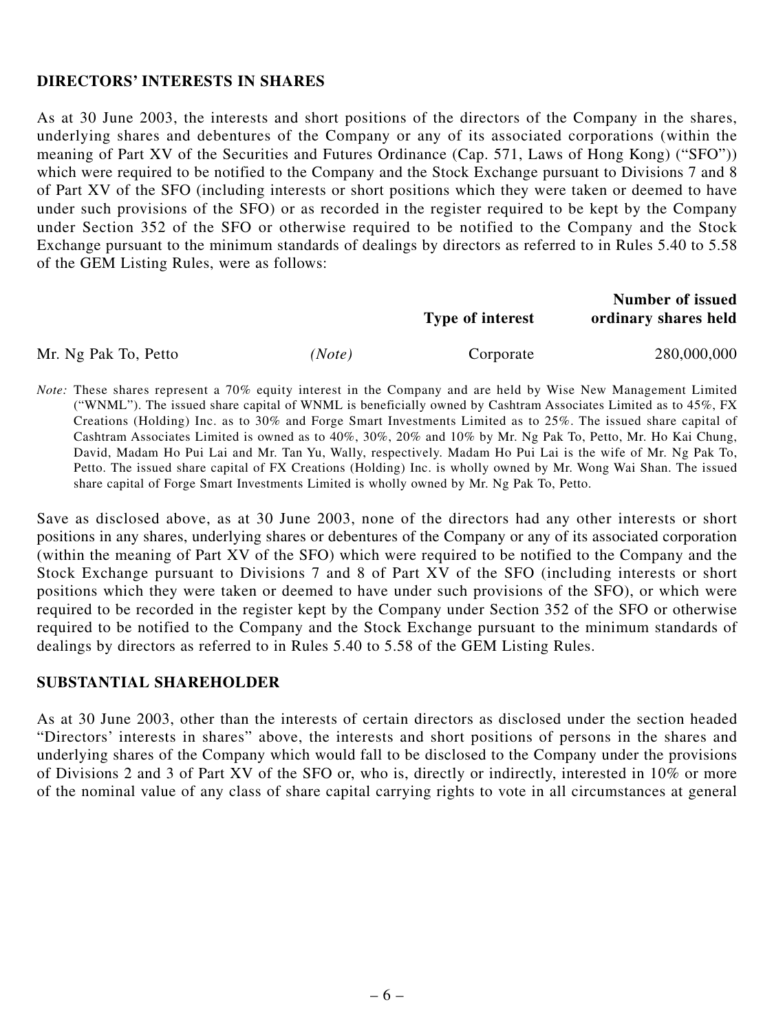## DIRECTORS' INTERESTS IN SHARES

As at 30 June 2003, the interests and short positions of the directors of the Company in the shares, underlying shares and debentures of the Company or any of its associated corporations (within the meaning of Part XV of the Securities and Futures Ordinance (Cap. 571, Laws of Hong Kong) ("SFO")) which were required to be notified to the Company and the Stock Exchange pursuant to Divisions 7 and 8 of Part XV of the SFO (including interests or short positions which they were taken or deemed to have under such provisions of the SFO) or as recorded in the register required to be kept by the Company under Section 352 of the SFO or otherwise required to be notified to the Company and the Stock Exchange pursuant to the minimum standards of dealings by directors as referred to in Rules 5.40 to 5.58 of the GEM Listing Rules, were as follows:

| | | Type of interest | Number of issued ordinary shares held |
|---|---|---|---|
| Mr. Ng Pak To, Petto | *(Note)* | Corporate | 280,000,000 |

*Note:* These shares represent a 70% equity interest in the Company and are held by Wise New Management Limited ("WNML"). The issued share capital of WNML is beneficially owned by Cashtram Associates Limited as to 45%, FX Creations (Holding) Inc. as to 30% and Forge Smart Investments Limited as to 25%. The issued share capital of Cashtram Associates Limited is owned as to 40%, 30%, 20% and 10% by Mr. Ng Pak To, Petto, Mr. Ho Kai Chung, David, Madam Ho Pui Lai and Mr. Tan Yu, Wally, respectively. Madam Ho Pui Lai is the wife of Mr. Ng Pak To, Petto. The issued share capital of FX Creations (Holding) Inc. is wholly owned by Mr. Wong Wai Shan. The issued share capital of Forge Smart Investments Limited is wholly owned by Mr. Ng Pak To, Petto.

Save as disclosed above, as at 30 June 2003, none of the directors had any other interests or short positions in any shares, underlying shares or debentures of the Company or any of its associated corporation (within the meaning of Part XV of the SFO) which were required to be notified to the Company and the Stock Exchange pursuant to Divisions 7 and 8 of Part XV of the SFO (including interests or short positions which they were taken or deemed to have under such provisions of the SFO), or which were required to be recorded in the register kept by the Company under Section 352 of the SFO or otherwise required to be notified to the Company and the Stock Exchange pursuant to the minimum standards of dealings by directors as referred to in Rules 5.40 to 5.58 of the GEM Listing Rules.

## SUBSTANTIAL SHAREHOLDER

As at 30 June 2003, other than the interests of certain directors as disclosed under the section headed "Directors' interests in shares" above, the interests and short positions of persons in the shares and underlying shares of the Company which would fall to be disclosed to the Company under the provisions of Divisions 2 and 3 of Part XV of the SFO or, who is, directly or indirectly, interested in 10% or more of the nominal value of any class of share capital carrying rights to vote in all circumstances at general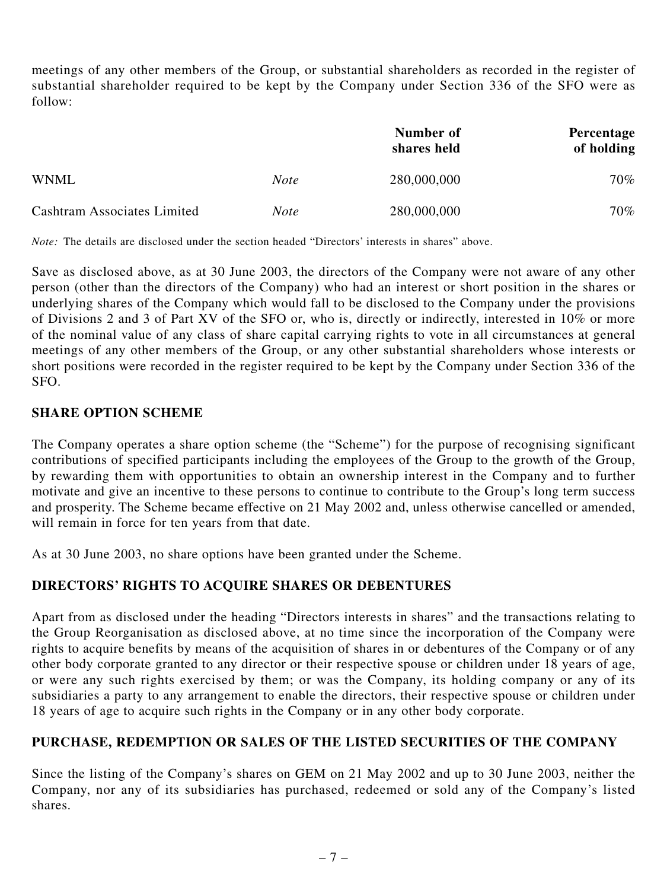meetings of any other members of the Group, or substantial shareholders as recorded in the register of substantial shareholder required to be kept by the Company under Section 336 of the SFO were as follow:

| | | Number of shares held | Percentage of holding |
|---|---|---|---|
| WNML | *Note* | 280,000,000 | 70% |
| Cashtram Associates Limited | *Note* | 280,000,000 | 70% |

*Note:* The details are disclosed under the section headed "Directors' interests in shares" above.

Save as disclosed above, as at 30 June 2003, the directors of the Company were not aware of any other person (other than the directors of the Company) who had an interest or short position in the shares or underlying shares of the Company which would fall to be disclosed to the Company under the provisions of Divisions 2 and 3 of Part XV of the SFO or, who is, directly or indirectly, interested in 10% or more of the nominal value of any class of share capital carrying rights to vote in all circumstances at general meetings of any other members of the Group, or any other substantial shareholders whose interests or short positions were recorded in the register required to be kept by the Company under Section 336 of the SFO.

## SHARE OPTION SCHEME

The Company operates a share option scheme (the "Scheme") for the purpose of recognising significant contributions of specified participants including the employees of the Group to the growth of the Group, by rewarding them with opportunities to obtain an ownership interest in the Company and to further motivate and give an incentive to these persons to continue to contribute to the Group's long term success and prosperity. The Scheme became effective on 21 May 2002 and, unless otherwise cancelled or amended, will remain in force for ten years from that date.

As at 30 June 2003, no share options have been granted under the Scheme.

## DIRECTORS' RIGHTS TO ACQUIRE SHARES OR DEBENTURES

Apart from as disclosed under the heading "Directors interests in shares" and the transactions relating to the Group Reorganisation as disclosed above, at no time since the incorporation of the Company were rights to acquire benefits by means of the acquisition of shares in or debentures of the Company or of any other body corporate granted to any director or their respective spouse or children under 18 years of age, or were any such rights exercised by them; or was the Company, its holding company or any of its subsidiaries a party to any arrangement to enable the directors, their respective spouse or children under 18 years of age to acquire such rights in the Company or in any other body corporate.

## PURCHASE, REDEMPTION OR SALES OF THE LISTED SECURITIES OF THE COMPANY

Since the listing of the Company's shares on GEM on 21 May 2002 and up to 30 June 2003, neither the Company, nor any of its subsidiaries has purchased, redeemed or sold any of the Company's listed shares.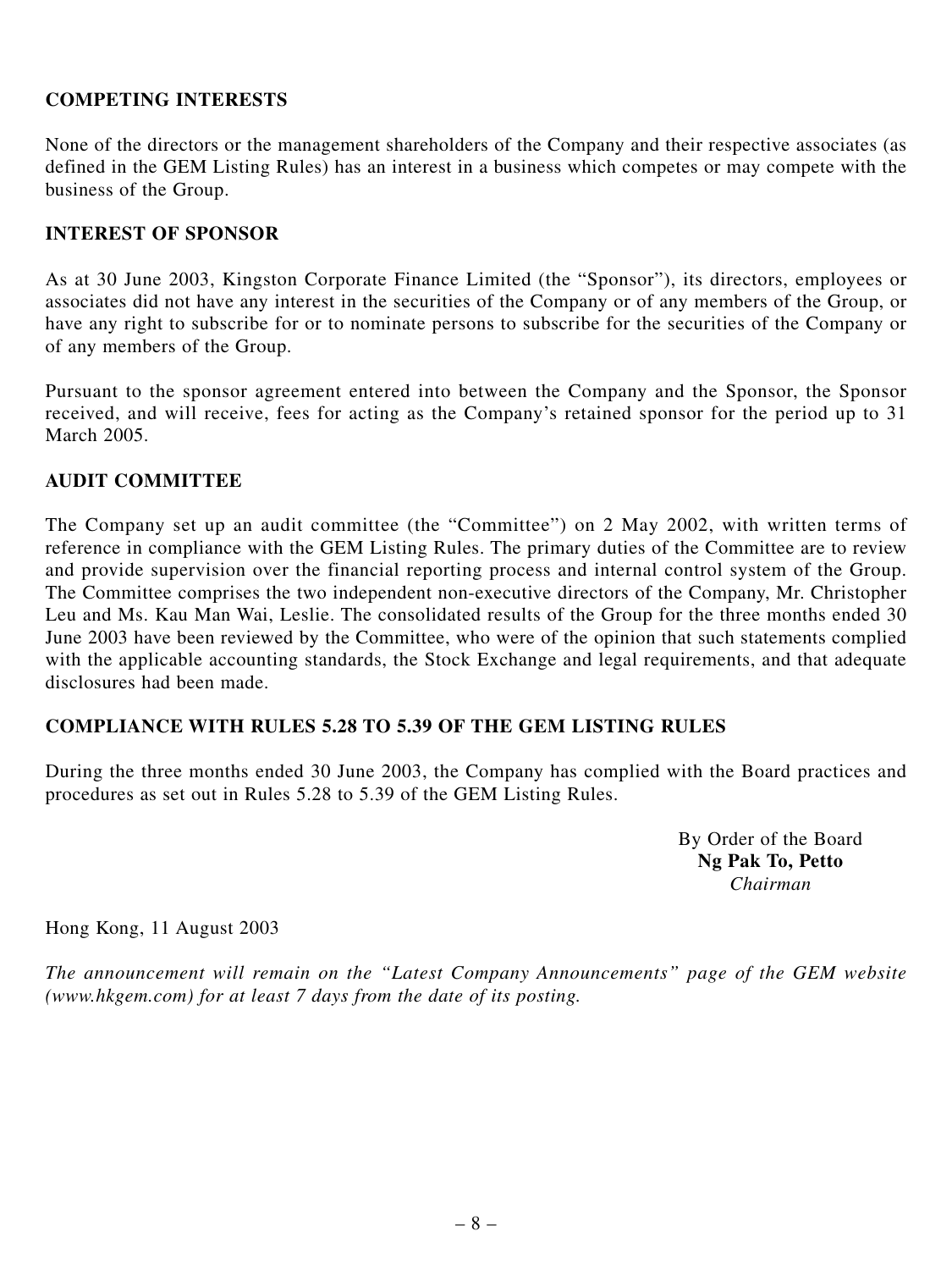## COMPETING INTERESTS

None of the directors or the management shareholders of the Company and their respective associates (as defined in the GEM Listing Rules) has an interest in a business which competes or may compete with the business of the Group.

## INTEREST OF SPONSOR

As at 30 June 2003, Kingston Corporate Finance Limited (the "Sponsor"), its directors, employees or associates did not have any interest in the securities of the Company or of any members of the Group, or have any right to subscribe for or to nominate persons to subscribe for the securities of the Company or of any members of the Group.

Pursuant to the sponsor agreement entered into between the Company and the Sponsor, the Sponsor received, and will receive, fees for acting as the Company's retained sponsor for the period up to 31 March 2005.

## AUDIT COMMITTEE

The Company set up an audit committee (the "Committee") on 2 May 2002, with written terms of reference in compliance with the GEM Listing Rules. The primary duties of the Committee are to review and provide supervision over the financial reporting process and internal control system of the Group. The Committee comprises the two independent non-executive directors of the Company, Mr. Christopher Leu and Ms. Kau Man Wai, Leslie. The consolidated results of the Group for the three months ended 30 June 2003 have been reviewed by the Committee, who were of the opinion that such statements complied with the applicable accounting standards, the Stock Exchange and legal requirements, and that adequate disclosures had been made.

## COMPLIANCE WITH RULES 5.28 TO 5.39 OF THE GEM LISTING RULES

During the three months ended 30 June 2003, the Company has complied with the Board practices and procedures as set out in Rules 5.28 to 5.39 of the GEM Listing Rules.

By Order of the Board
**Ng Pak To, Petto**
*Chairman*

Hong Kong, 11 August 2003

*The announcement will remain on the "Latest Company Announcements" page of the GEM website (www.hkgem.com) for at least 7 days from the date of its posting.*